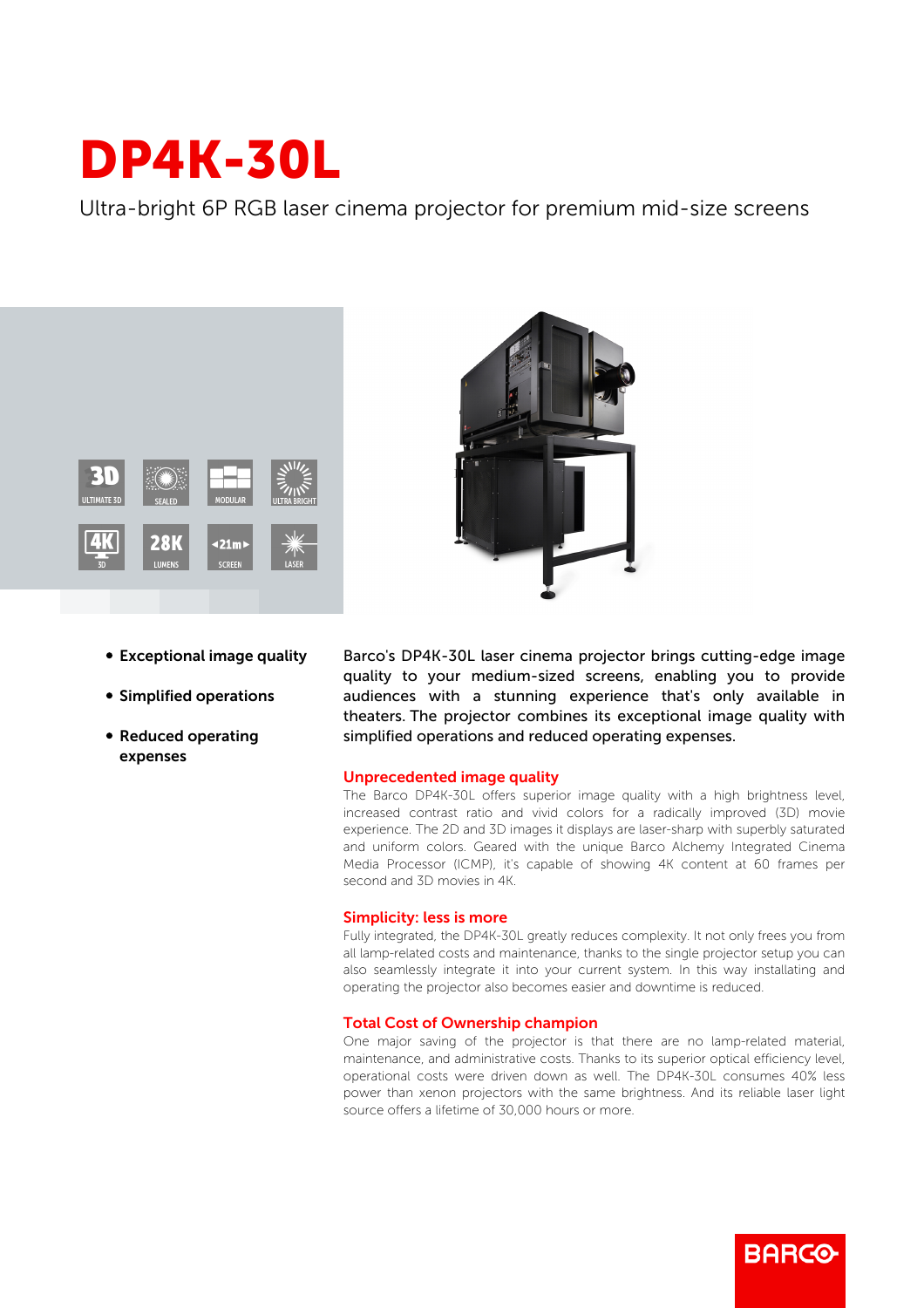# DP4K-30L

Ultra-bright 6P RGB laser cinema projector for premium mid-size screens

- **Exceptional image quality**
- **Simplified operations**
- **Reduced operating expenses**

Barco's DP4K-30L laser cinema projector brings cutting-edge image quality to your medium-sized screens, enabling you to provide audiences with a stunning experience that's only available in theaters. The projector combines its exceptional image quality with simplified operations and reduced operating expenses.

## Unprecedented image quality

The Barco DP4K-30L offers superior image quality with a high brightness level, increased contrast ratio and vivid colors for a radically improved (3D) movie experience. The 2D and 3D images it displays are laser-sharp with superbly saturated and uniform colors. Geared with the unique Barco Alchemy Integrated Cinema Media Processor (ICMP), it's capable of showing 4K content at 60 frames per second and 3D movies in 4K.

## Simplicity: less is more

Fully integrated, the DP4K-30L greatly reduces complexity. It not only frees you from all lamp-related costs and maintenance, thanks to the single projector setup you can also seamlessly integrate it into your current system. In this way installing and operating the projector also becomes easier and downtime is reduced.

## Total Cost of Ownership champion

One major saving of the projector is that there are no lamp-related material, maintenance, and administrative costs. Thanks to its superior optical efficiency level, operational costs were driven down as well. The DP4K-30L consumes 40% less power than xenon projectors with the same brightness. And its reliable laser light source offers a lifetime of 30,000 hours or more.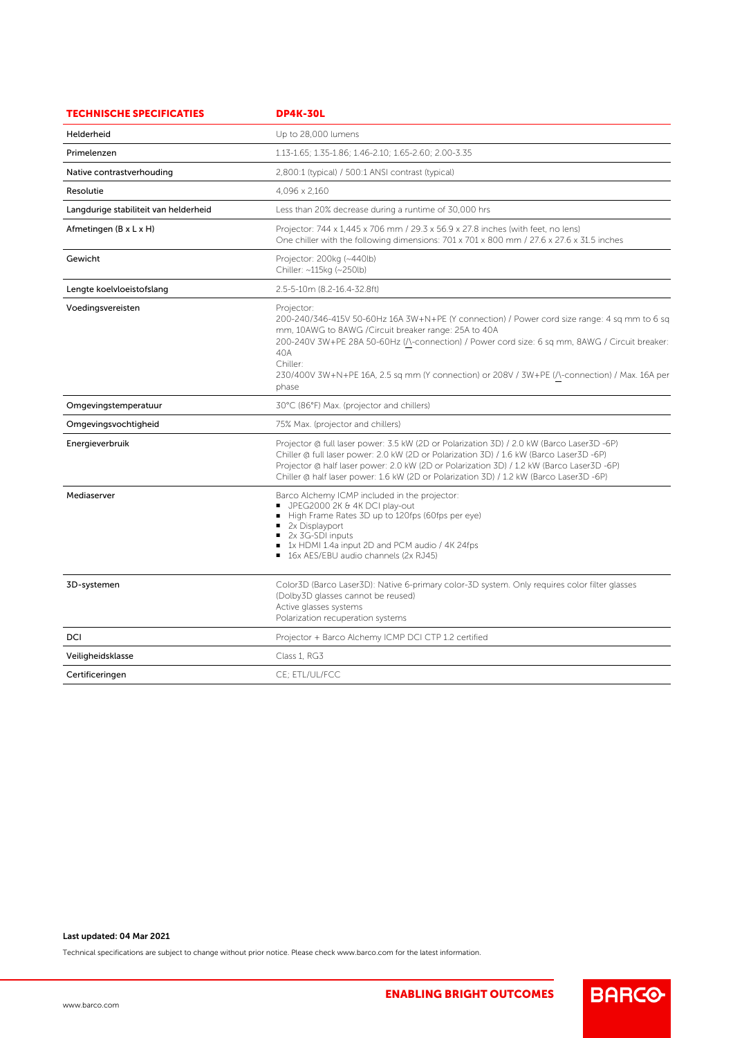| TECHNISCHE SPECIFICATIES | DP4K-30L |
|---|---|
| Helderheid | Up to 28,000 lumens |
| Primelenzen | 1.13-1.65; 1.35-1.86; 1.46-2.10; 1.65-2.60; 2.00-3.35 |
| Native contrastverhouding | 2,800:1 (typical) / 500:1 ANSI contrast (typical) |
| Resolutie | 4,096 x 2,160 |
| Langdurige stabiliteit van helderheid | Less than 20% decrease during a runtime of 30,000 hrs |
| Afmetingen (B x L x H) | Projector: 744 x 1,445 x 706 mm / 29.3 x 56.9 x 27.8 inches (with feet, no lens)<br>One chiller with the following dimensions: 701 x 701 x 800 mm / 27.6 x 27.6 x 31.5 inches |
| Gewicht | Projector: 200kg (~440lb)<br>Chiller: ~115kg (~250lb) |
| Lengte koelvloeistofslang | 2.5-5-10m (8.2-16.4-32.8ft) |
| Voedingsvereisten | Projector:<br>200-240/346-415V 50-60Hz 16A 3W+N+PE (Y connection) / Power cord size range: 4 sq mm to 6 sq mm, 10AWG to 8AWG /Circuit breaker range: 25A to 40A<br>200-240V 3W+PE 28A 50-60Hz (/\-connection) / Power cord size: 6 sq mm, 8AWG / Circuit breaker: 40A<br>Chiller:<br>230/400V 3W+N+PE 16A, 2.5 sq mm (Y connection) or 208V / 3W+PE (/\-connection) / Max. 16A per phase |
| Omgevingstemperatuur | 30°C (86°F) Max. (projector and chillers) |
| Omgevingsvochtigheid | 75% Max. (projector and chillers) |
| Energieverbruik | Projector @ full laser power: 3.5 kW (2D or Polarization 3D) / 2.0 kW (Barco Laser3D -6P)<br>Chiller @ full laser power: 2.0 kW (2D or Polarization 3D) / 1.6 kW (Barco Laser3D -6P)<br>Projector @ half laser power: 2.0 kW (2D or Polarization 3D) / 1.2 kW (Barco Laser3D -6P)<br>Chiller @ half laser power: 1.6 kW (2D or Polarization 3D) / 1.2 kW (Barco Laser3D -6P) |
| Mediaserver | Barco Alchemy ICMP included in the projector:<br>▪ JPEG2000 2K & 4K DCI play-out<br>▪ High Frame Rates 3D up to 120fps (60fps per eye)<br>▪ 2x Displayport<br>▪ 2x 3G-SDI inputs<br>▪ 1x HDMI 1.4a input 2D and PCM audio / 4K 24fps<br>▪ 16x AES/EBU audio channels (2x RJ45) |
| 3D-systemen | Color3D (Barco Laser3D): Native 6-primary color-3D system. Only requires color filter glasses (Dolby3D glasses cannot be reused)<br>Active glasses systems<br>Polarization recuperation systems |
| DCI | Projector + Barco Alchemy ICMP DCI CTP 1.2 certified |
| Veiligheidsklasse | Class 1, RG3 |
| Certificeringen | CE; ETL/UL/FCC |

**Last updated: 04 Mar 2021**

Technical specifications are subject to change without prior notice. Please check www.barco.com for the latest information.

**ENABLING BRIGHT OUTCOMES**

BARCO

www.barco.com